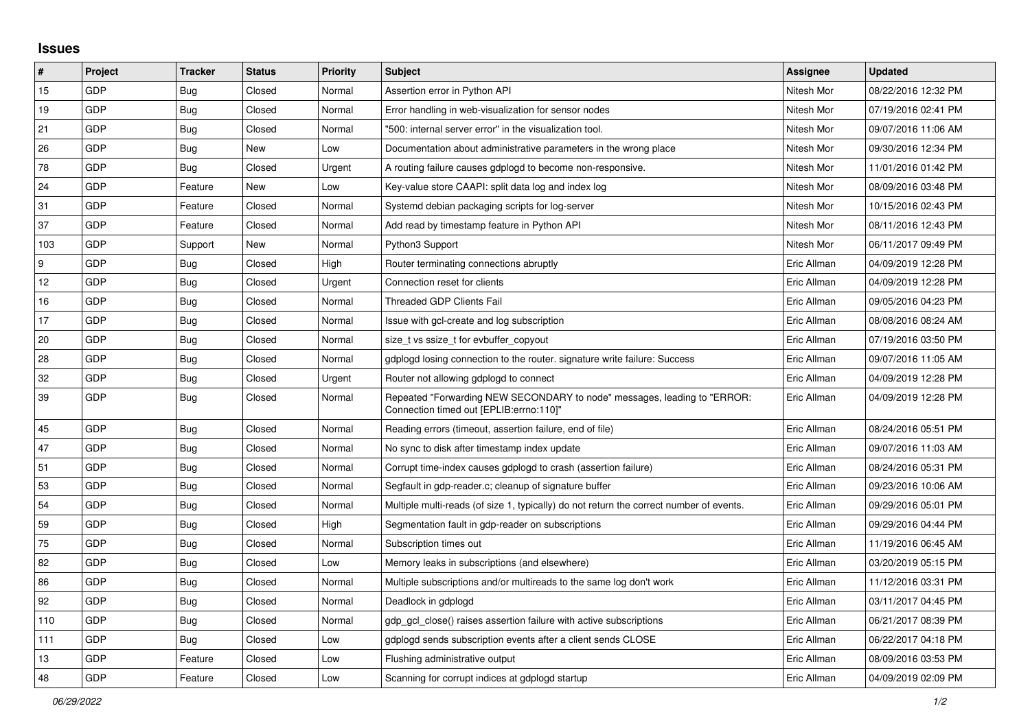## Issues

| # | Project | Tracker | Status | Priority | Subject | Assignee | Updated |
|---|---|---|---|---|---|---|---|
| 15 | GDP | Bug | Closed | Normal | Assertion error in Python API | Nitesh Mor | 08/22/2016 12:32 PM |
| 19 | GDP | Bug | Closed | Normal | Error handling in web-visualization for sensor nodes | Nitesh Mor | 07/19/2016 02:41 PM |
| 21 | GDP | Bug | Closed | Normal | "500: internal server error" in the visualization tool. | Nitesh Mor | 09/07/2016 11:06 AM |
| 26 | GDP | Bug | New | Low | Documentation about administrative parameters in the wrong place | Nitesh Mor | 09/30/2016 12:34 PM |
| 78 | GDP | Bug | Closed | Urgent | A routing failure causes gdplogd to become non-responsive. | Nitesh Mor | 11/01/2016 01:42 PM |
| 24 | GDP | Feature | New | Low | Key-value store CAAPI: split data log and index log | Nitesh Mor | 08/09/2016 03:48 PM |
| 31 | GDP | Feature | Closed | Normal | Systemd debian packaging scripts for log-server | Nitesh Mor | 10/15/2016 02:43 PM |
| 37 | GDP | Feature | Closed | Normal | Add read by timestamp feature in Python API | Nitesh Mor | 08/11/2016 12:43 PM |
| 103 | GDP | Support | New | Normal | Python3 Support | Nitesh Mor | 06/11/2017 09:49 PM |
| 9 | GDP | Bug | Closed | High | Router terminating connections abruptly | Eric Allman | 04/09/2019 12:28 PM |
| 12 | GDP | Bug | Closed | Urgent | Connection reset for clients | Eric Allman | 04/09/2019 12:28 PM |
| 16 | GDP | Bug | Closed | Normal | Threaded GDP Clients Fail | Eric Allman | 09/05/2016 04:23 PM |
| 17 | GDP | Bug | Closed | Normal | Issue with gcl-create and log subscription | Eric Allman | 08/08/2016 08:24 AM |
| 20 | GDP | Bug | Closed | Normal | size_t vs ssize_t for evbuffer_copyout | Eric Allman | 07/19/2016 03:50 PM |
| 28 | GDP | Bug | Closed | Normal | gdplogd losing connection to the router. signature write failure: Success | Eric Allman | 09/07/2016 11:05 AM |
| 32 | GDP | Bug | Closed | Urgent | Router not allowing gdplogd to connect | Eric Allman | 04/09/2019 12:28 PM |
| 39 | GDP | Bug | Closed | Normal | Repeated "Forwarding NEW SECONDARY to node" messages, leading to "ERROR: Connection timed out [EPLIB:errno:110]" | Eric Allman | 04/09/2019 12:28 PM |
| 45 | GDP | Bug | Closed | Normal | Reading errors (timeout, assertion failure, end of file) | Eric Allman | 08/24/2016 05:51 PM |
| 47 | GDP | Bug | Closed | Normal | No sync to disk after timestamp index update | Eric Allman | 09/07/2016 11:03 AM |
| 51 | GDP | Bug | Closed | Normal | Corrupt time-index causes gdplogd to crash (assertion failure) | Eric Allman | 08/24/2016 05:31 PM |
| 53 | GDP | Bug | Closed | Normal | Segfault in gdp-reader.c; cleanup of signature buffer | Eric Allman | 09/23/2016 10:06 AM |
| 54 | GDP | Bug | Closed | Normal | Multiple multi-reads (of size 1, typically) do not return the correct number of events. | Eric Allman | 09/29/2016 05:01 PM |
| 59 | GDP | Bug | Closed | High | Segmentation fault in gdp-reader on subscriptions | Eric Allman | 09/29/2016 04:44 PM |
| 75 | GDP | Bug | Closed | Normal | Subscription times out | Eric Allman | 11/19/2016 06:45 AM |
| 82 | GDP | Bug | Closed | Low | Memory leaks in subscriptions (and elsewhere) | Eric Allman | 03/20/2019 05:15 PM |
| 86 | GDP | Bug | Closed | Normal | Multiple subscriptions and/or multireads to the same log don't work | Eric Allman | 11/12/2016 03:31 PM |
| 92 | GDP | Bug | Closed | Normal | Deadlock in gdplogd | Eric Allman | 03/11/2017 04:45 PM |
| 110 | GDP | Bug | Closed | Normal | gdp_gcl_close() raises assertion failure with active subscriptions | Eric Allman | 06/21/2017 08:39 PM |
| 111 | GDP | Bug | Closed | Low | gdplogd sends subscription events after a client sends CLOSE | Eric Allman | 06/22/2017 04:18 PM |
| 13 | GDP | Feature | Closed | Low | Flushing administrative output | Eric Allman | 08/09/2016 03:53 PM |
| 48 | GDP | Feature | Closed | Low | Scanning for corrupt indices at gdplogd startup | Eric Allman | 04/09/2019 02:09 PM |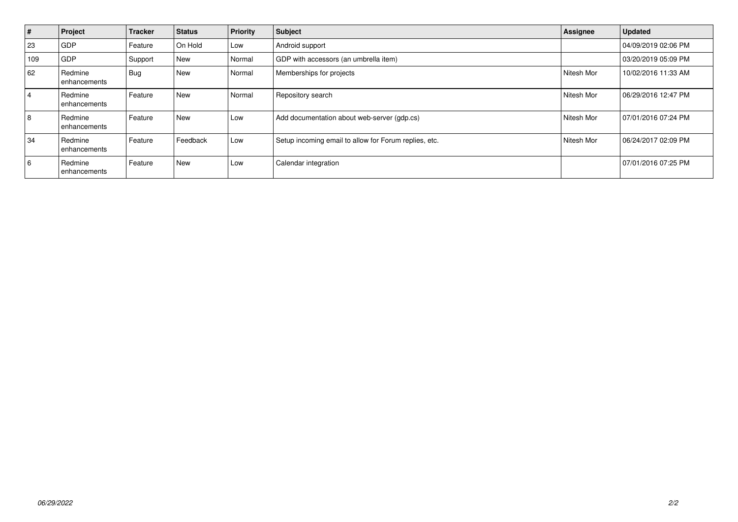| # | Project | Tracker | Status | Priority | Subject | Assignee | Updated |
|---|---|---|---|---|---|---|---|
| 23 | GDP | Feature | On Hold | Low | Android support | | 04/09/2019 02:06 PM |
| 109 | GDP | Support | New | Normal | GDP with accessors (an umbrella item) | | 03/20/2019 05:09 PM |
| 62 | Redmine enhancements | Bug | New | Normal | Memberships for projects | Nitesh Mor | 10/02/2016 11:33 AM |
| 4 | Redmine enhancements | Feature | New | Normal | Repository search | Nitesh Mor | 06/29/2016 12:47 PM |
| 8 | Redmine enhancements | Feature | New | Low | Add documentation about web-server (gdp.cs) | Nitesh Mor | 07/01/2016 07:24 PM |
| 34 | Redmine enhancements | Feature | Feedback | Low | Setup incoming email to allow for Forum replies, etc. | Nitesh Mor | 06/24/2017 02:09 PM |
| 6 | Redmine enhancements | Feature | New | Low | Calendar integration | | 07/01/2016 07:25 PM |